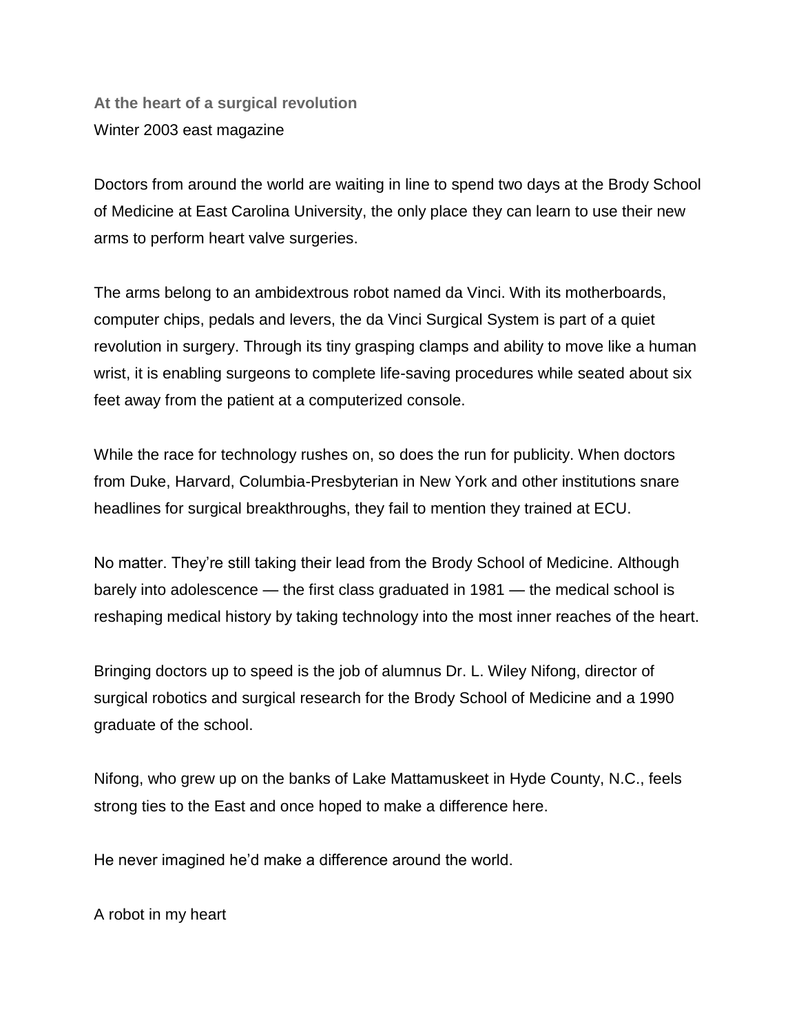## At the heart of a surgical revolution

Winter 2003 east magazine

Doctors from around the world are waiting in line to spend two days at the Brody School of Medicine at East Carolina University, the only place they can learn to use their new arms to perform heart valve surgeries.

The arms belong to an ambidextrous robot named da Vinci. With its motherboards, computer chips, pedals and levers, the da Vinci Surgical System is part of a quiet revolution in surgery. Through its tiny grasping clamps and ability to move like a human wrist, it is enabling surgeons to complete life-saving procedures while seated about six feet away from the patient at a computerized console.

While the race for technology rushes on, so does the run for publicity. When doctors from Duke, Harvard, Columbia-Presbyterian in New York and other institutions snare headlines for surgical breakthroughs, they fail to mention they trained at ECU.

No matter. They're still taking their lead from the Brody School of Medicine. Although barely into adolescence — the first class graduated in 1981 — the medical school is reshaping medical history by taking technology into the most inner reaches of the heart.

Bringing doctors up to speed is the job of alumnus Dr. L. Wiley Nifong, director of surgical robotics and surgical research for the Brody School of Medicine and a 1990 graduate of the school.

Nifong, who grew up on the banks of Lake Mattamuskeet in Hyde County, N.C., feels strong ties to the East and once hoped to make a difference here.

He never imagined he'd make a difference around the world.

### A robot in my heart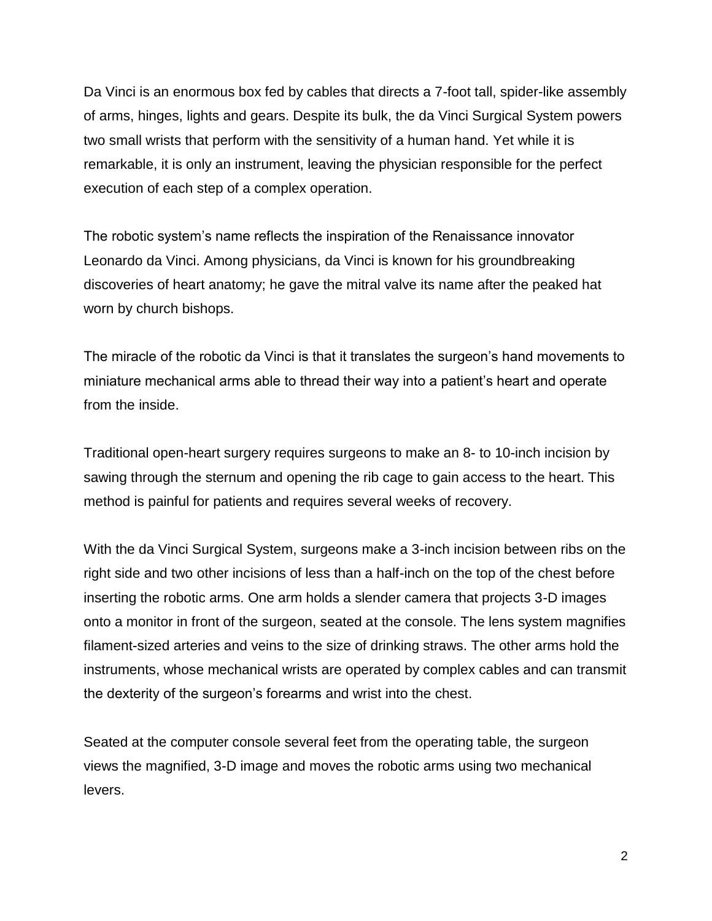Da Vinci is an enormous box fed by cables that directs a 7-foot tall, spider-like assembly of arms, hinges, lights and gears. Despite its bulk, the da Vinci Surgical System powers two small wrists that perform with the sensitivity of a human hand. Yet while it is remarkable, it is only an instrument, leaving the physician responsible for the perfect execution of each step of a complex operation.

The robotic system's name reflects the inspiration of the Renaissance innovator Leonardo da Vinci. Among physicians, da Vinci is known for his groundbreaking discoveries of heart anatomy; he gave the mitral valve its name after the peaked hat worn by church bishops.

The miracle of the robotic da Vinci is that it translates the surgeon's hand movements to miniature mechanical arms able to thread their way into a patient's heart and operate from the inside.

Traditional open-heart surgery requires surgeons to make an 8- to 10-inch incision by sawing through the sternum and opening the rib cage to gain access to the heart. This method is painful for patients and requires several weeks of recovery.

With the da Vinci Surgical System, surgeons make a 3-inch incision between ribs on the right side and two other incisions of less than a half-inch on the top of the chest before inserting the robotic arms. One arm holds a slender camera that projects 3-D images onto a monitor in front of the surgeon, seated at the console. The lens system magnifies filament-sized arteries and veins to the size of drinking straws. The other arms hold the instruments, whose mechanical wrists are operated by complex cables and can transmit the dexterity of the surgeon's forearms and wrist into the chest.

Seated at the computer console several feet from the operating table, the surgeon views the magnified, 3-D image and moves the robotic arms using two mechanical levers.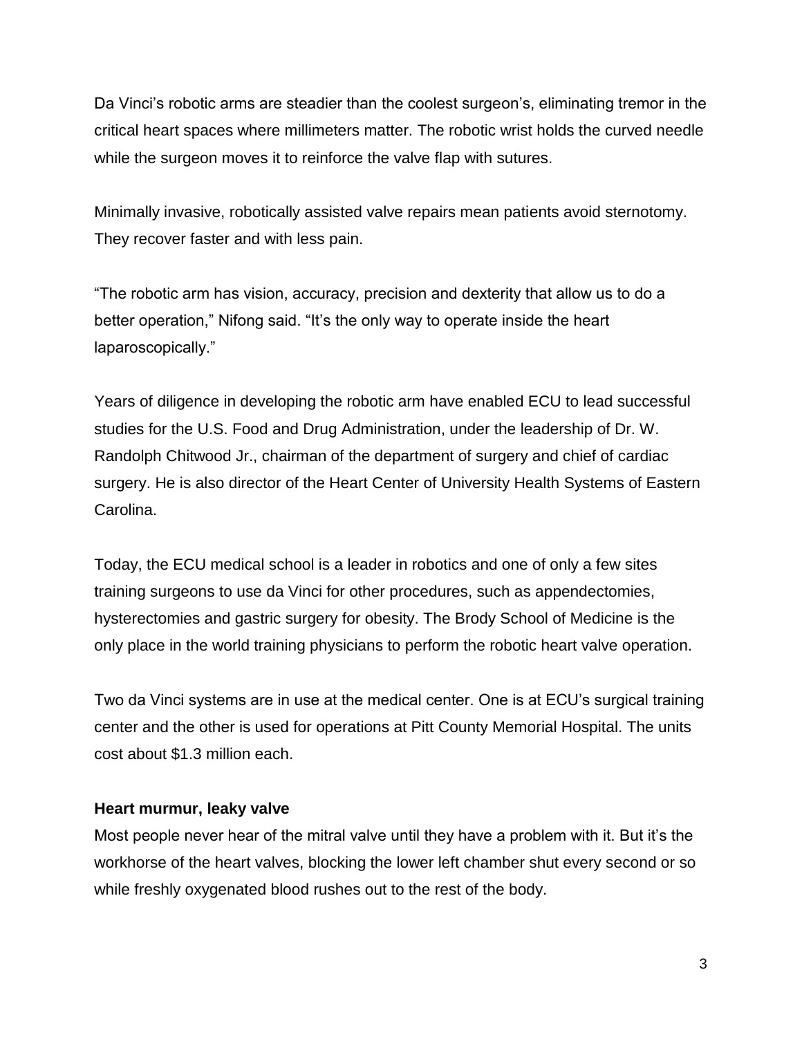Da Vinci's robotic arms are steadier than the coolest surgeon's, eliminating tremor in the critical heart spaces where millimeters matter. The robotic wrist holds the curved needle while the surgeon moves it to reinforce the valve flap with sutures.

Minimally invasive, robotically assisted valve repairs mean patients avoid sternotomy. They recover faster and with less pain.

"The robotic arm has vision, accuracy, precision and dexterity that allow us to do a better operation," Nifong said. "It's the only way to operate inside the heart laparoscopically."

Years of diligence in developing the robotic arm have enabled ECU to lead successful studies for the U.S. Food and Drug Administration, under the leadership of Dr. W. Randolph Chitwood Jr., chairman of the department of surgery and chief of cardiac surgery. He is also director of the Heart Center of University Health Systems of Eastern Carolina.

Today, the ECU medical school is a leader in robotics and one of only a few sites training surgeons to use da Vinci for other procedures, such as appendectomies, hysterectomies and gastric surgery for obesity. The Brody School of Medicine is the only place in the world training physicians to perform the robotic heart valve operation.

Two da Vinci systems are in use at the medical center. One is at ECU's surgical training center and the other is used for operations at Pitt County Memorial Hospital. The units cost about $1.3 million each.

**Heart murmur, leaky valve**

Most people never hear of the mitral valve until they have a problem with it. But it's the workhorse of the heart valves, blocking the lower left chamber shut every second or so while freshly oxygenated blood rushes out to the rest of the body.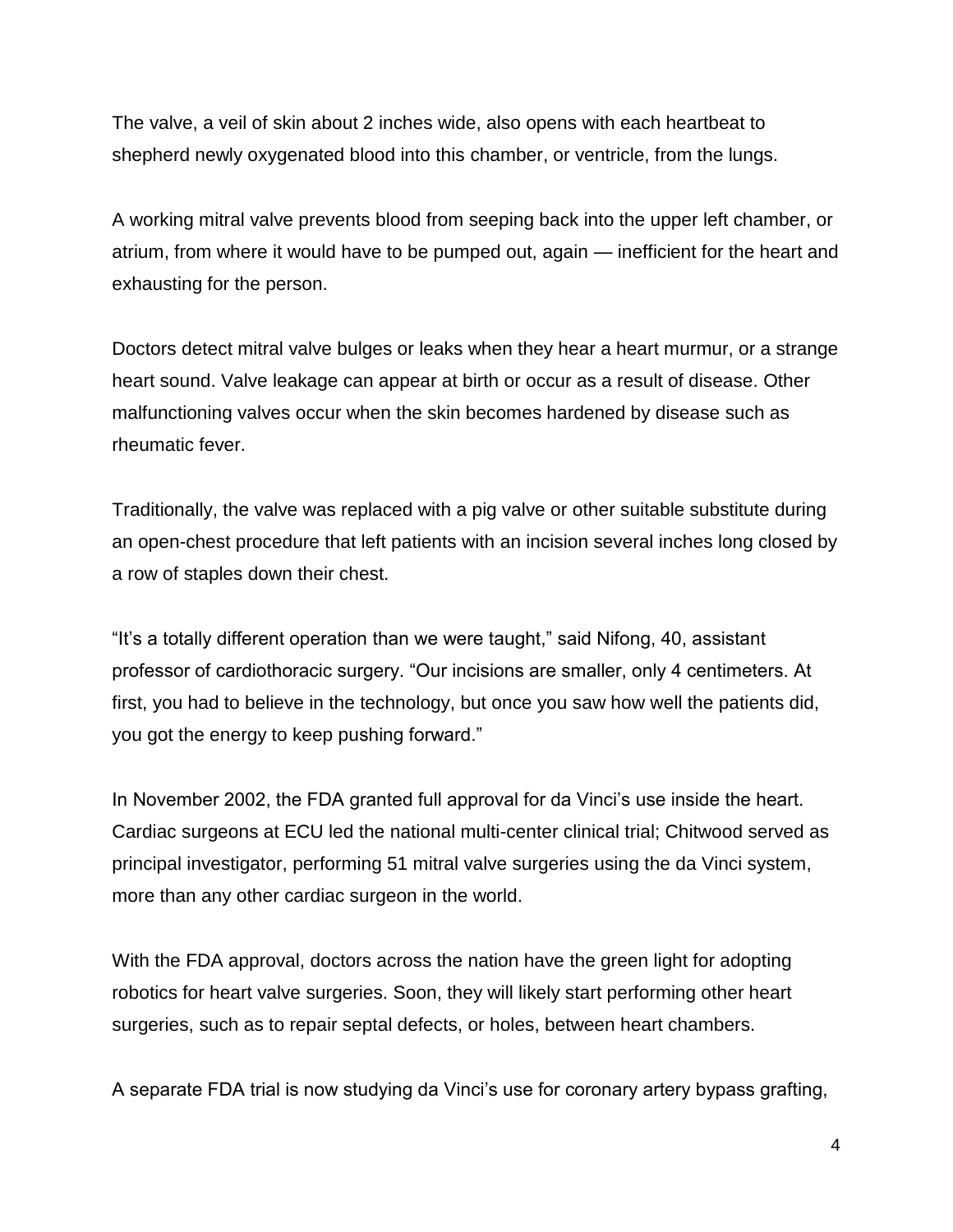The valve, a veil of skin about 2 inches wide, also opens with each heartbeat to shepherd newly oxygenated blood into this chamber, or ventricle, from the lungs.

A working mitral valve prevents blood from seeping back into the upper left chamber, or atrium, from where it would have to be pumped out, again — inefficient for the heart and exhausting for the person.

Doctors detect mitral valve bulges or leaks when they hear a heart murmur, or a strange heart sound. Valve leakage can appear at birth or occur as a result of disease. Other malfunctioning valves occur when the skin becomes hardened by disease such as rheumatic fever.

Traditionally, the valve was replaced with a pig valve or other suitable substitute during an open-chest procedure that left patients with an incision several inches long closed by a row of staples down their chest.

"It's a totally different operation than we were taught," said Nifong, 40, assistant professor of cardiothoracic surgery. "Our incisions are smaller, only 4 centimeters. At first, you had to believe in the technology, but once you saw how well the patients did, you got the energy to keep pushing forward."

In November 2002, the FDA granted full approval for da Vinci's use inside the heart. Cardiac surgeons at ECU led the national multi-center clinical trial; Chitwood served as principal investigator, performing 51 mitral valve surgeries using the da Vinci system, more than any other cardiac surgeon in the world.

With the FDA approval, doctors across the nation have the green light for adopting robotics for heart valve surgeries. Soon, they will likely start performing other heart surgeries, such as to repair septal defects, or holes, between heart chambers.

A separate FDA trial is now studying da Vinci's use for coronary artery bypass grafting,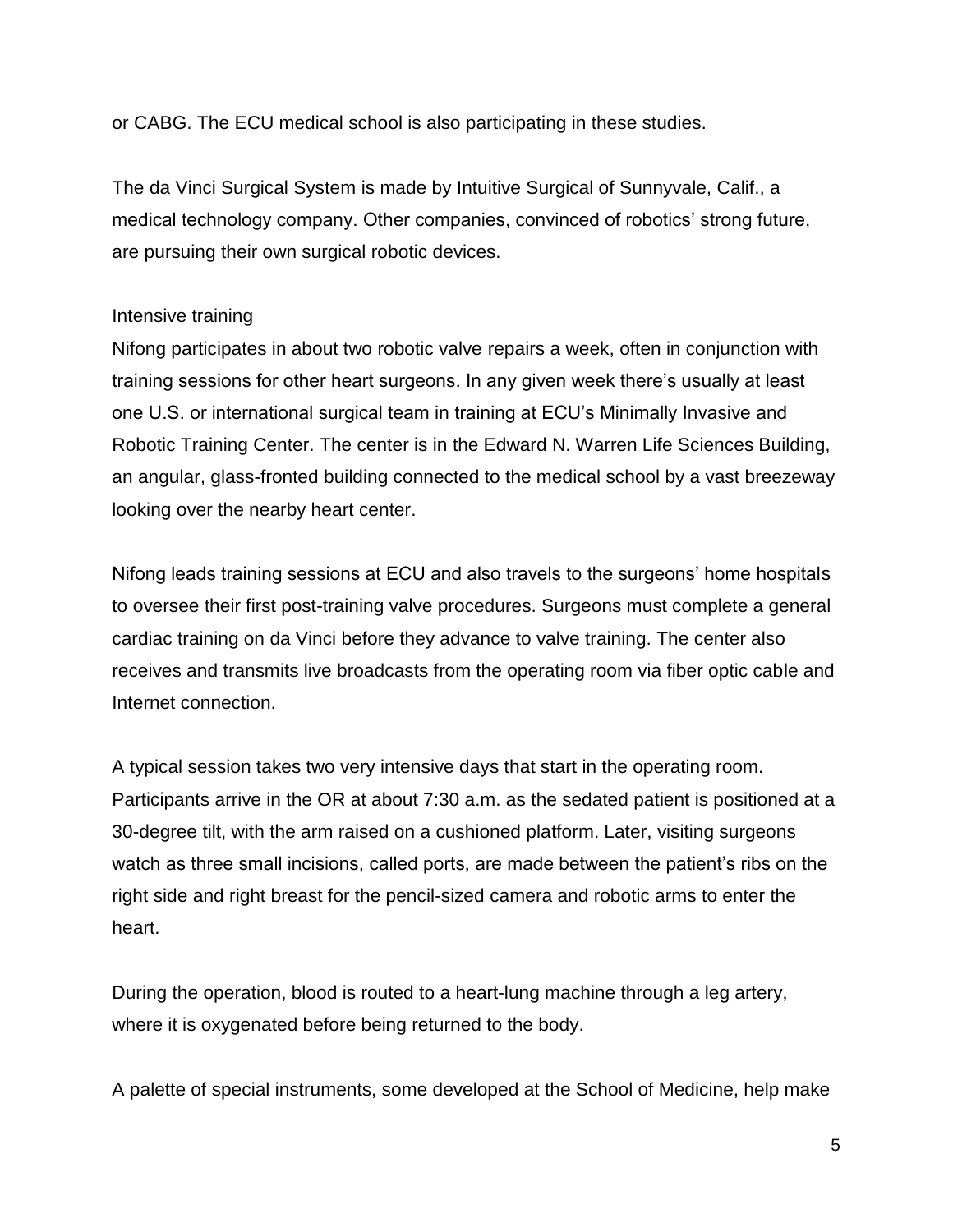or CABG. The ECU medical school is also participating in these studies.

The da Vinci Surgical System is made by Intuitive Surgical of Sunnyvale, Calif., a medical technology company. Other companies, convinced of robotics' strong future, are pursuing their own surgical robotic devices.

## Intensive training

Nifong participates in about two robotic valve repairs a week, often in conjunction with training sessions for other heart surgeons. In any given week there's usually at least one U.S. or international surgical team in training at ECU's Minimally Invasive and Robotic Training Center. The center is in the Edward N. Warren Life Sciences Building, an angular, glass-fronted building connected to the medical school by a vast breezeway looking over the nearby heart center.

Nifong leads training sessions at ECU and also travels to the surgeons' home hospitals to oversee their first post-training valve procedures. Surgeons must complete a general cardiac training on da Vinci before they advance to valve training. The center also receives and transmits live broadcasts from the operating room via fiber optic cable and Internet connection.

A typical session takes two very intensive days that start in the operating room. Participants arrive in the OR at about 7:30 a.m. as the sedated patient is positioned at a 30-degree tilt, with the arm raised on a cushioned platform. Later, visiting surgeons watch as three small incisions, called ports, are made between the patient's ribs on the right side and right breast for the pencil-sized camera and robotic arms to enter the heart.

During the operation, blood is routed to a heart-lung machine through a leg artery, where it is oxygenated before being returned to the body.

A palette of special instruments, some developed at the School of Medicine, help make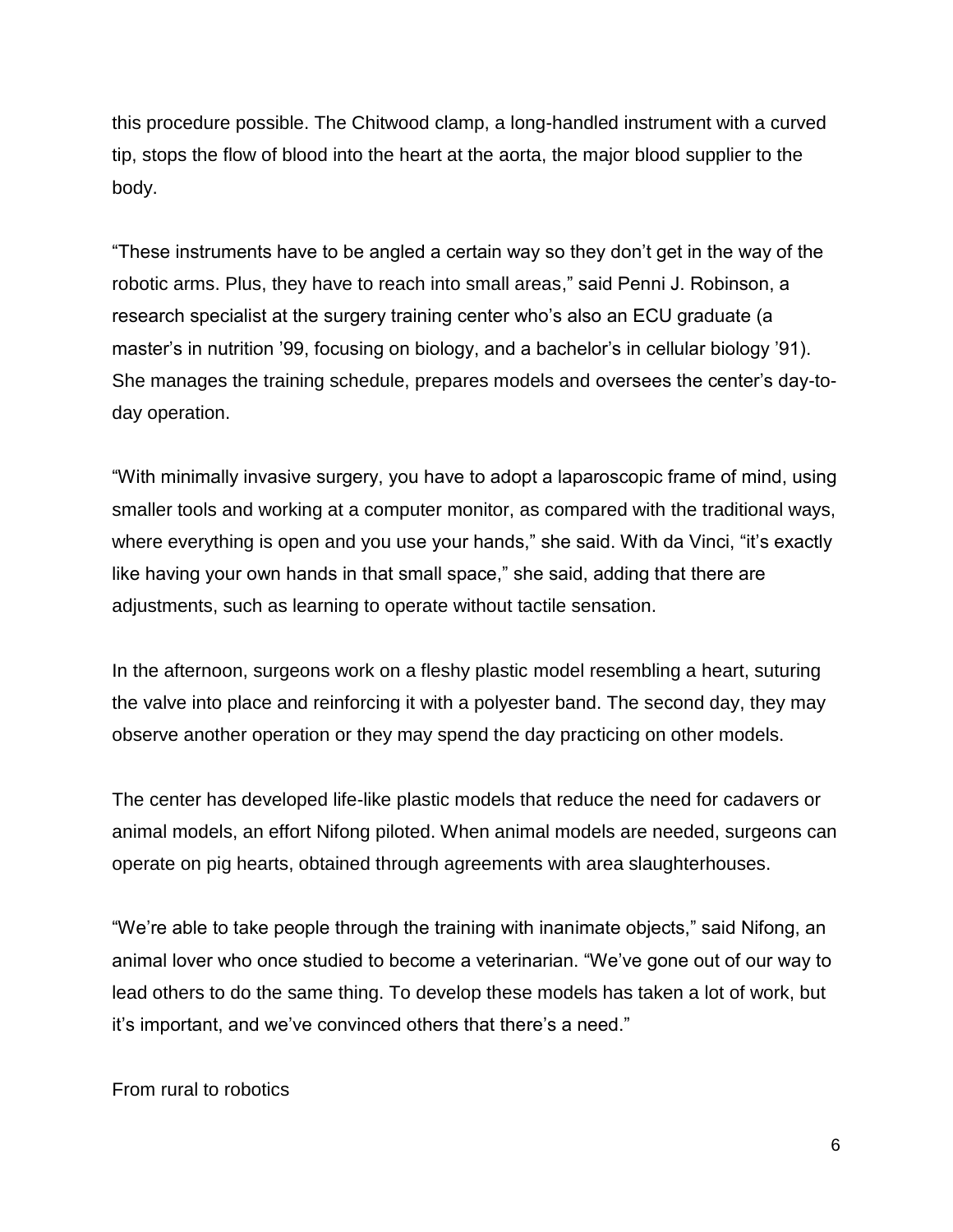this procedure possible. The Chitwood clamp, a long-handled instrument with a curved tip, stops the flow of blood into the heart at the aorta, the major blood supplier to the body.

"These instruments have to be angled a certain way so they don't get in the way of the robotic arms. Plus, they have to reach into small areas," said Penni J. Robinson, a research specialist at the surgery training center who's also an ECU graduate (a master's in nutrition '99, focusing on biology, and a bachelor's in cellular biology '91). She manages the training schedule, prepares models and oversees the center's day-to-day operation.

"With minimally invasive surgery, you have to adopt a laparoscopic frame of mind, using smaller tools and working at a computer monitor, as compared with the traditional ways, where everything is open and you use your hands," she said. With da Vinci, "it's exactly like having your own hands in that small space," she said, adding that there are adjustments, such as learning to operate without tactile sensation.

In the afternoon, surgeons work on a fleshy plastic model resembling a heart, suturing the valve into place and reinforcing it with a polyester band. The second day, they may observe another operation or they may spend the day practicing on other models.

The center has developed life-like plastic models that reduce the need for cadavers or animal models, an effort Nifong piloted. When animal models are needed, surgeons can operate on pig hearts, obtained through agreements with area slaughterhouses.

"We're able to take people through the training with inanimate objects," said Nifong, an animal lover who once studied to become a veterinarian. "We've gone out of our way to lead others to do the same thing. To develop these models has taken a lot of work, but it's important, and we've convinced others that there's a need."

## From rural to robotics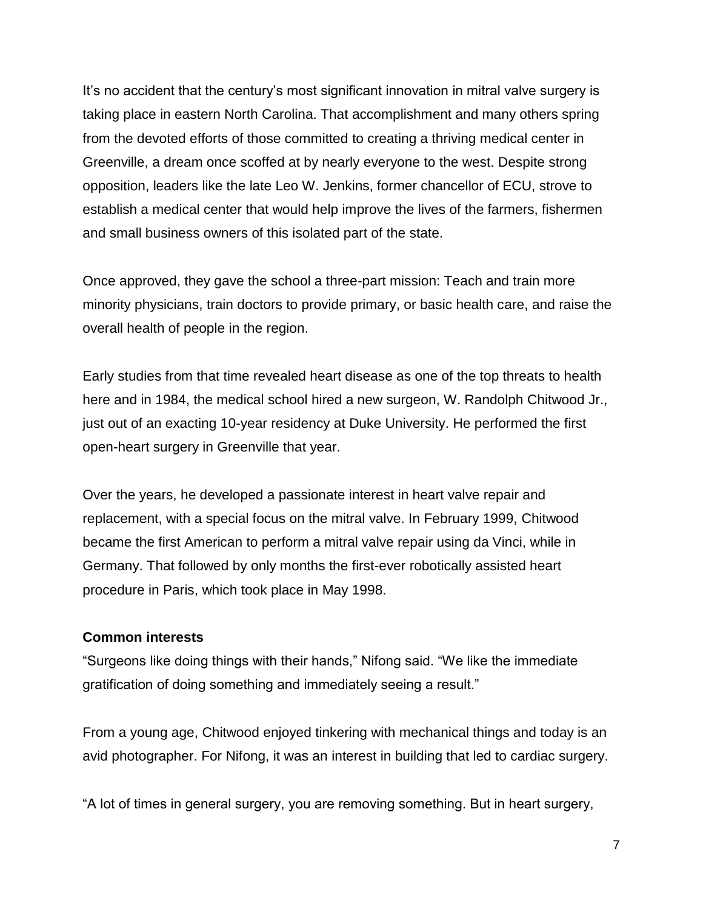It's no accident that the century's most significant innovation in mitral valve surgery is taking place in eastern North Carolina. That accomplishment and many others spring from the devoted efforts of those committed to creating a thriving medical center in Greenville, a dream once scoffed at by nearly everyone to the west. Despite strong opposition, leaders like the late Leo W. Jenkins, former chancellor of ECU, strove to establish a medical center that would help improve the lives of the farmers, fishermen and small business owners of this isolated part of the state.

Once approved, they gave the school a three-part mission: Teach and train more minority physicians, train doctors to provide primary, or basic health care, and raise the overall health of people in the region.

Early studies from that time revealed heart disease as one of the top threats to health here and in 1984, the medical school hired a new surgeon, W. Randolph Chitwood Jr., just out of an exacting 10-year residency at Duke University. He performed the first open-heart surgery in Greenville that year.

Over the years, he developed a passionate interest in heart valve repair and replacement, with a special focus on the mitral valve. In February 1999, Chitwood became the first American to perform a mitral valve repair using da Vinci, while in Germany. That followed by only months the first-ever robotically assisted heart procedure in Paris, which took place in May 1998.

**Common interests**

"Surgeons like doing things with their hands," Nifong said. "We like the immediate gratification of doing something and immediately seeing a result."

From a young age, Chitwood enjoyed tinkering with mechanical things and today is an avid photographer. For Nifong, it was an interest in building that led to cardiac surgery.

"A lot of times in general surgery, you are removing something. But in heart surgery,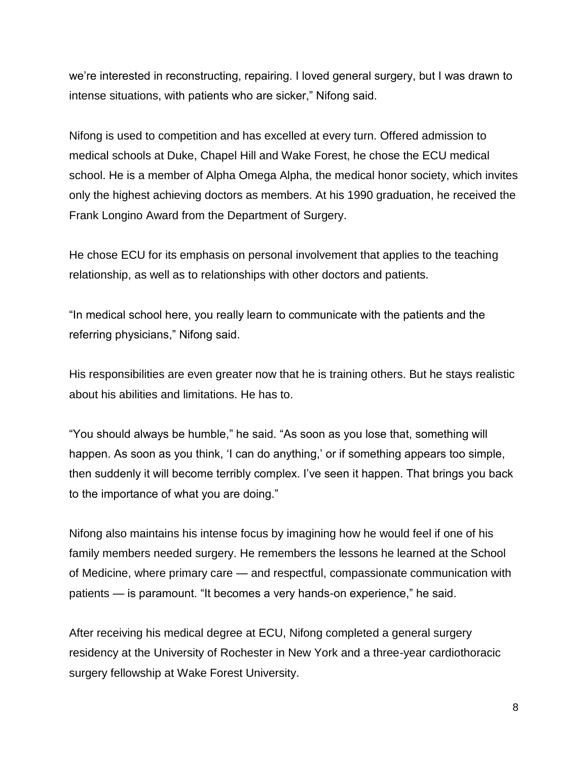we're interested in reconstructing, repairing. I loved general surgery, but I was drawn to intense situations, with patients who are sicker," Nifong said.

Nifong is used to competition and has excelled at every turn. Offered admission to medical schools at Duke, Chapel Hill and Wake Forest, he chose the ECU medical school. He is a member of Alpha Omega Alpha, the medical honor society, which invites only the highest achieving doctors as members. At his 1990 graduation, he received the Frank Longino Award from the Department of Surgery.

He chose ECU for its emphasis on personal involvement that applies to the teaching relationship, as well as to relationships with other doctors and patients.

"In medical school here, you really learn to communicate with the patients and the referring physicians," Nifong said.

His responsibilities are even greater now that he is training others. But he stays realistic about his abilities and limitations. He has to.

"You should always be humble," he said. "As soon as you lose that, something will happen. As soon as you think, 'I can do anything,' or if something appears too simple, then suddenly it will become terribly complex. I've seen it happen. That brings you back to the importance of what you are doing."

Nifong also maintains his intense focus by imagining how he would feel if one of his family members needed surgery. He remembers the lessons he learned at the School of Medicine, where primary care — and respectful, compassionate communication with patients — is paramount. "It becomes a very hands-on experience," he said.

After receiving his medical degree at ECU, Nifong completed a general surgery residency at the University of Rochester in New York and a three-year cardiothoracic surgery fellowship at Wake Forest University.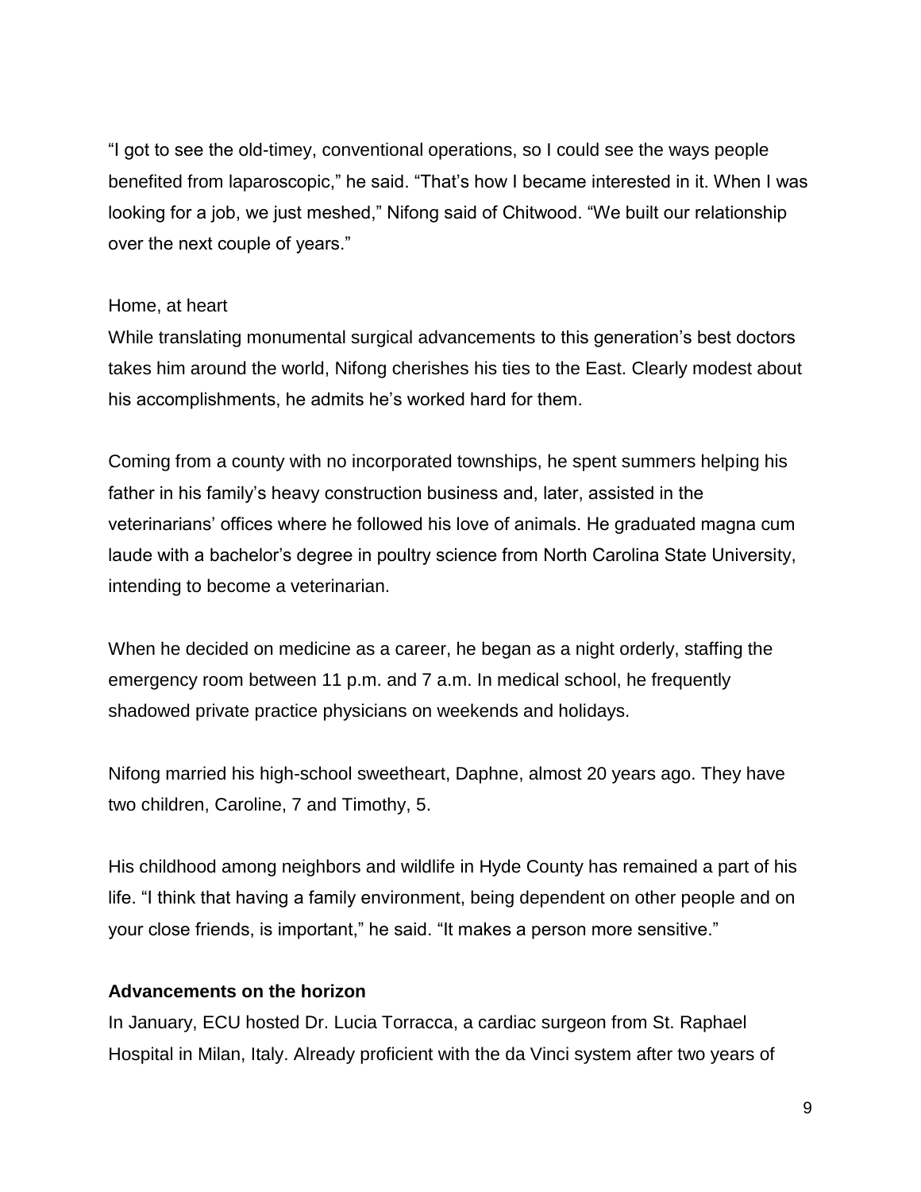"I got to see the old-timey, conventional operations, so I could see the ways people benefited from laparoscopic," he said. "That's how I became interested in it. When I was looking for a job, we just meshed," Nifong said of Chitwood. "We built our relationship over the next couple of years."

Home, at heart

While translating monumental surgical advancements to this generation's best doctors takes him around the world, Nifong cherishes his ties to the East. Clearly modest about his accomplishments, he admits he's worked hard for them.

Coming from a county with no incorporated townships, he spent summers helping his father in his family's heavy construction business and, later, assisted in the veterinarians' offices where he followed his love of animals. He graduated magna cum laude with a bachelor's degree in poultry science from North Carolina State University, intending to become a veterinarian.

When he decided on medicine as a career, he began as a night orderly, staffing the emergency room between 11 p.m. and 7 a.m. In medical school, he frequently shadowed private practice physicians on weekends and holidays.

Nifong married his high-school sweetheart, Daphne, almost 20 years ago. They have two children, Caroline, 7 and Timothy, 5.

His childhood among neighbors and wildlife in Hyde County has remained a part of his life. "I think that having a family environment, being dependent on other people and on your close friends, is important," he said. "It makes a person more sensitive."

**Advancements on the horizon**

In January, ECU hosted Dr. Lucia Torracca, a cardiac surgeon from St. Raphael Hospital in Milan, Italy. Already proficient with the da Vinci system after two years of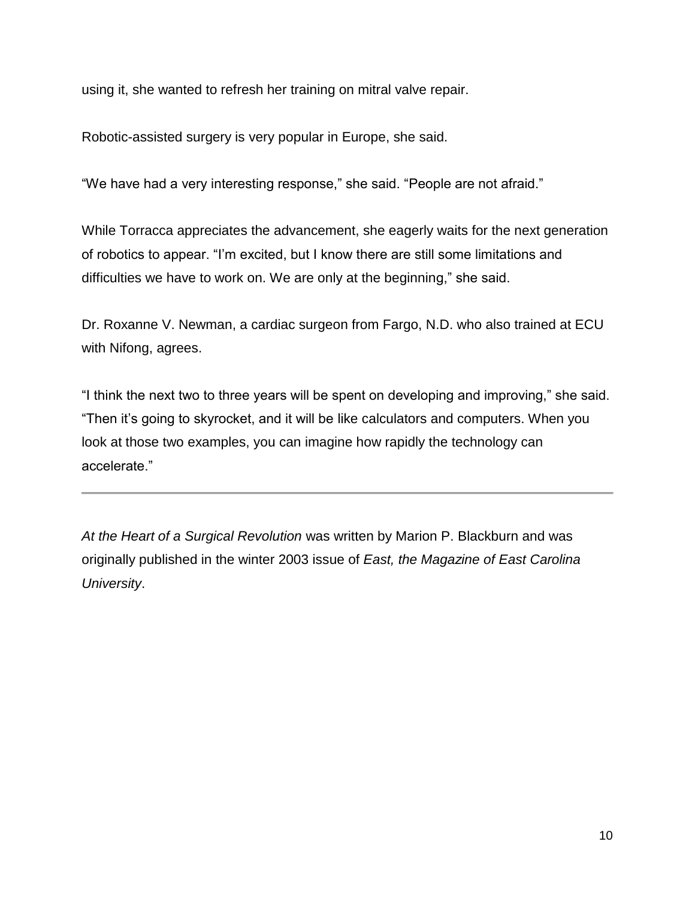using it, she wanted to refresh her training on mitral valve repair.

Robotic-assisted surgery is very popular in Europe, she said.

“We have had a very interesting response,” she said. “People are not afraid.”

While Torracca appreciates the advancement, she eagerly waits for the next generation of robotics to appear. “I’m excited, but I know there are still some limitations and difficulties we have to work on. We are only at the beginning,” she said.

Dr. Roxanne V. Newman, a cardiac surgeon from Fargo, N.D. who also trained at ECU with Nifong, agrees.

“I think the next two to three years will be spent on developing and improving,” she said. “Then it’s going to skyrocket, and it will be like calculators and computers. When you look at those two examples, you can imagine how rapidly the technology can accelerate.”

---

*At the Heart of a Surgical Revolution* was written by Marion P. Blackburn and was originally published in the winter 2003 issue of *East, the Magazine of East Carolina University*.